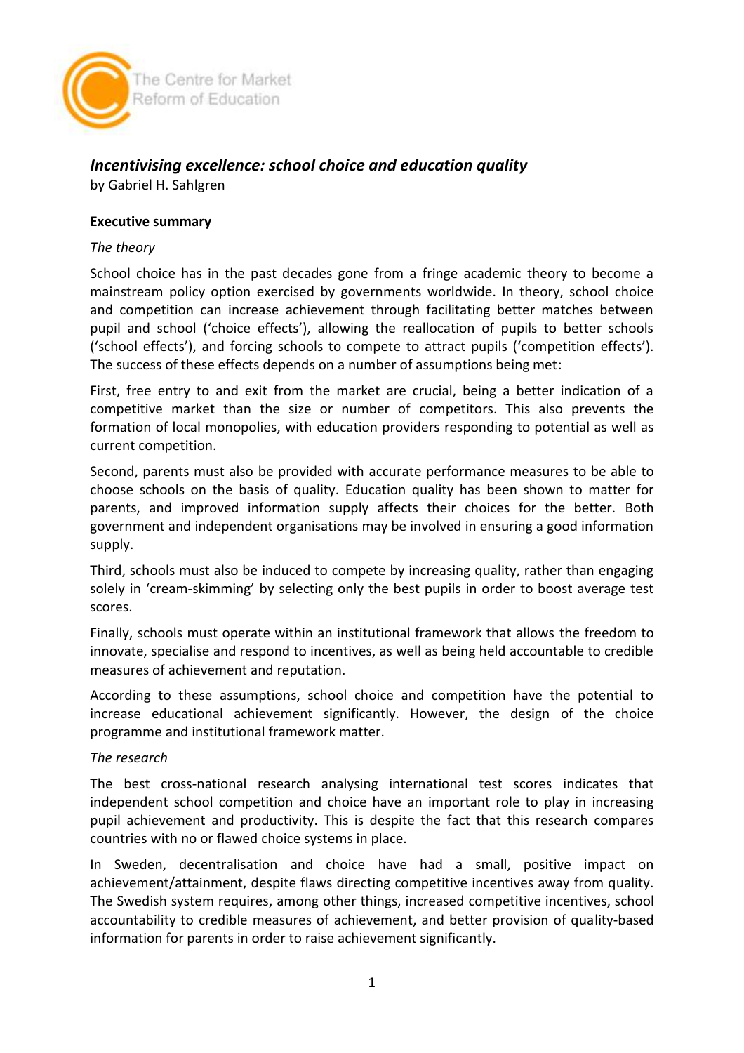The Centre for Market Reform of Education

## *Incentivising excellence: school choice and education quality*

by Gabriel H. Sahlgren

### Executive summary

*The theory*

School choice has in the past decades gone from a fringe academic theory to become a mainstream policy option exercised by governments worldwide. In theory, school choice and competition can increase achievement through facilitating better matches between pupil and school ('choice effects'), allowing the reallocation of pupils to better schools ('school effects'), and forcing schools to compete to attract pupils ('competition effects'). The success of these effects depends on a number of assumptions being met:

First, free entry to and exit from the market are crucial, being a better indication of a competitive market than the size or number of competitors. This also prevents the formation of local monopolies, with education providers responding to potential as well as current competition.

Second, parents must also be provided with accurate performance measures to be able to choose schools on the basis of quality. Education quality has been shown to matter for parents, and improved information supply affects their choices for the better. Both government and independent organisations may be involved in ensuring a good information supply.

Third, schools must also be induced to compete by increasing quality, rather than engaging solely in 'cream-skimming' by selecting only the best pupils in order to boost average test scores.

Finally, schools must operate within an institutional framework that allows the freedom to innovate, specialise and respond to incentives, as well as being held accountable to credible measures of achievement and reputation.

According to these assumptions, school choice and competition have the potential to increase educational achievement significantly. However, the design of the choice programme and institutional framework matter.

*The research*

The best cross-national research analysing international test scores indicates that independent school competition and choice have an important role to play in increasing pupil achievement and productivity. This is despite the fact that this research compares countries with no or flawed choice systems in place.

In Sweden, decentralisation and choice have had a small, positive impact on achievement/attainment, despite flaws directing competitive incentives away from quality. The Swedish system requires, among other things, increased competitive incentives, school accountability to credible measures of achievement, and better provision of quality-based information for parents in order to raise achievement significantly.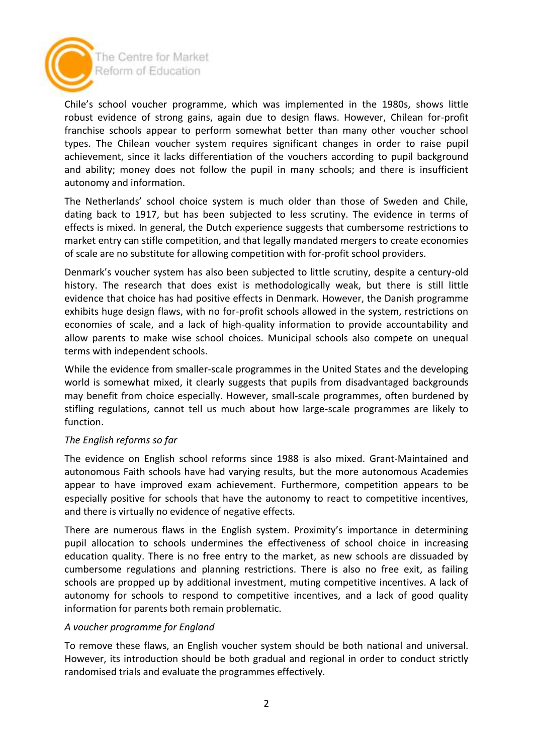Chile's school voucher programme, which was implemented in the 1980s, shows little robust evidence of strong gains, again due to design flaws. However, Chilean for-profit franchise schools appear to perform somewhat better than many other voucher school types. The Chilean voucher system requires significant changes in order to raise pupil achievement, since it lacks differentiation of the vouchers according to pupil background and ability; money does not follow the pupil in many schools; and there is insufficient autonomy and information.

The Netherlands' school choice system is much older than those of Sweden and Chile, dating back to 1917, but has been subjected to less scrutiny. The evidence in terms of effects is mixed. In general, the Dutch experience suggests that cumbersome restrictions to market entry can stifle competition, and that legally mandated mergers to create economies of scale are no substitute for allowing competition with for-profit school providers.

Denmark's voucher system has also been subjected to little scrutiny, despite a century-old history. The research that does exist is methodologically weak, but there is still little evidence that choice has had positive effects in Denmark. However, the Danish programme exhibits huge design flaws, with no for-profit schools allowed in the system, restrictions on economies of scale, and a lack of high-quality information to provide accountability and allow parents to make wise school choices. Municipal schools also compete on unequal terms with independent schools.

While the evidence from smaller-scale programmes in the United States and the developing world is somewhat mixed, it clearly suggests that pupils from disadvantaged backgrounds may benefit from choice especially. However, small-scale programmes, often burdened by stifling regulations, cannot tell us much about how large-scale programmes are likely to function.

*The English reforms so far*

The evidence on English school reforms since 1988 is also mixed. Grant-Maintained and autonomous Faith schools have had varying results, but the more autonomous Academies appear to have improved exam achievement. Furthermore, competition appears to be especially positive for schools that have the autonomy to react to competitive incentives, and there is virtually no evidence of negative effects.

There are numerous flaws in the English system. Proximity's importance in determining pupil allocation to schools undermines the effectiveness of school choice in increasing education quality. There is no free entry to the market, as new schools are dissuaded by cumbersome regulations and planning restrictions. There is also no free exit, as failing schools are propped up by additional investment, muting competitive incentives. A lack of autonomy for schools to respond to competitive incentives, and a lack of good quality information for parents both remain problematic.

*A voucher programme for England*

To remove these flaws, an English voucher system should be both national and universal. However, its introduction should be both gradual and regional in order to conduct strictly randomised trials and evaluate the programmes effectively.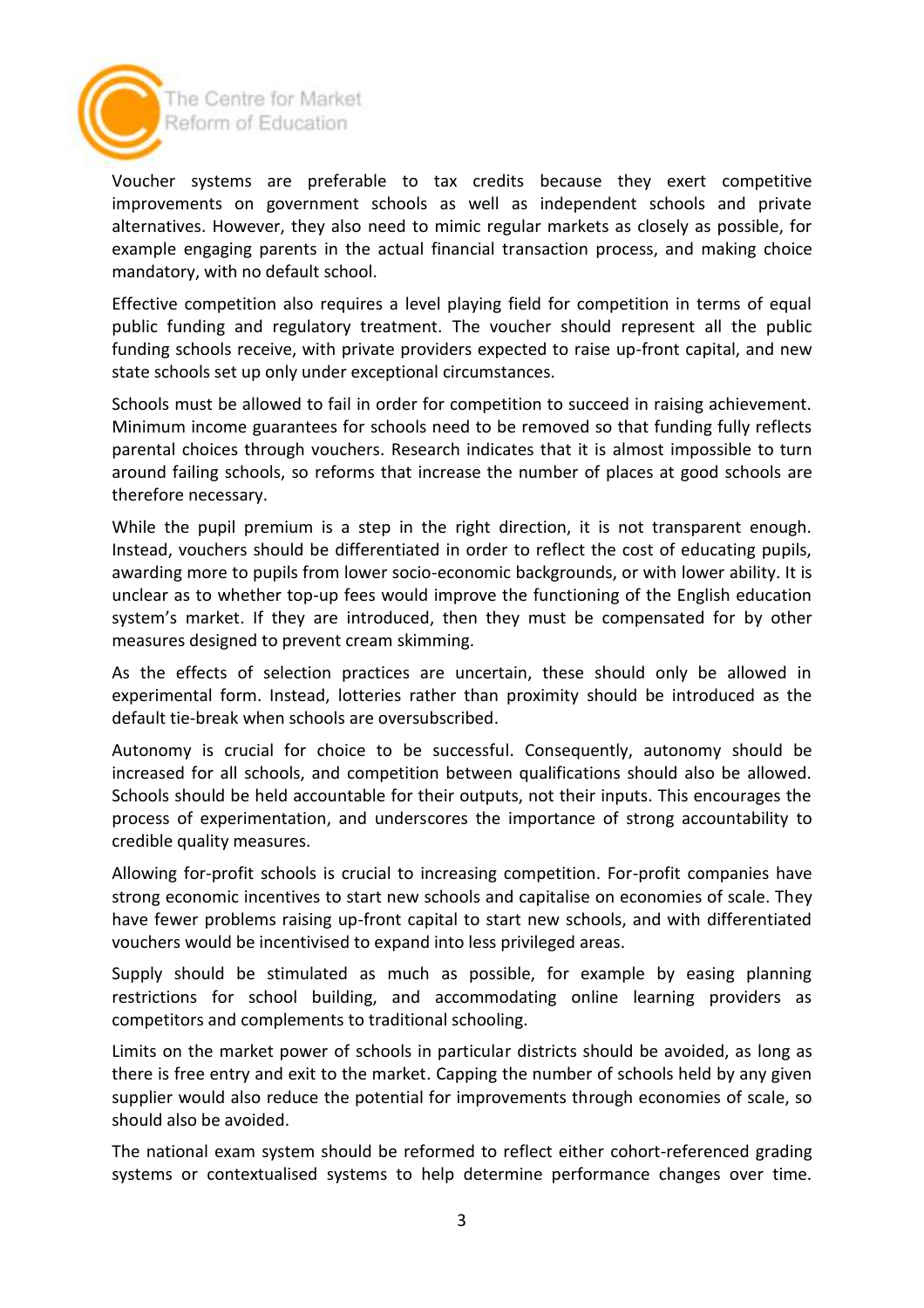Voucher systems are preferable to tax credits because they exert competitive improvements on government schools as well as independent schools and private alternatives. However, they also need to mimic regular markets as closely as possible, for example engaging parents in the actual financial transaction process, and making choice mandatory, with no default school.

Effective competition also requires a level playing field for competition in terms of equal public funding and regulatory treatment. The voucher should represent all the public funding schools receive, with private providers expected to raise up-front capital, and new state schools set up only under exceptional circumstances.

Schools must be allowed to fail in order for competition to succeed in raising achievement. Minimum income guarantees for schools need to be removed so that funding fully reflects parental choices through vouchers. Research indicates that it is almost impossible to turn around failing schools, so reforms that increase the number of places at good schools are therefore necessary.

While the pupil premium is a step in the right direction, it is not transparent enough. Instead, vouchers should be differentiated in order to reflect the cost of educating pupils, awarding more to pupils from lower socio-economic backgrounds, or with lower ability. It is unclear as to whether top-up fees would improve the functioning of the English education system's market. If they are introduced, then they must be compensated for by other measures designed to prevent cream skimming.

As the effects of selection practices are uncertain, these should only be allowed in experimental form. Instead, lotteries rather than proximity should be introduced as the default tie-break when schools are oversubscribed.

Autonomy is crucial for choice to be successful. Consequently, autonomy should be increased for all schools, and competition between qualifications should also be allowed. Schools should be held accountable for their outputs, not their inputs. This encourages the process of experimentation, and underscores the importance of strong accountability to credible quality measures.

Allowing for-profit schools is crucial to increasing competition. For-profit companies have strong economic incentives to start new schools and capitalise on economies of scale. They have fewer problems raising up-front capital to start new schools, and with differentiated vouchers would be incentivised to expand into less privileged areas.

Supply should be stimulated as much as possible, for example by easing planning restrictions for school building, and accommodating online learning providers as competitors and complements to traditional schooling.

Limits on the market power of schools in particular districts should be avoided, as long as there is free entry and exit to the market. Capping the number of schools held by any given supplier would also reduce the potential for improvements through economies of scale, so should also be avoided.

The national exam system should be reformed to reflect either cohort-referenced grading systems or contextualised systems to help determine performance changes over time.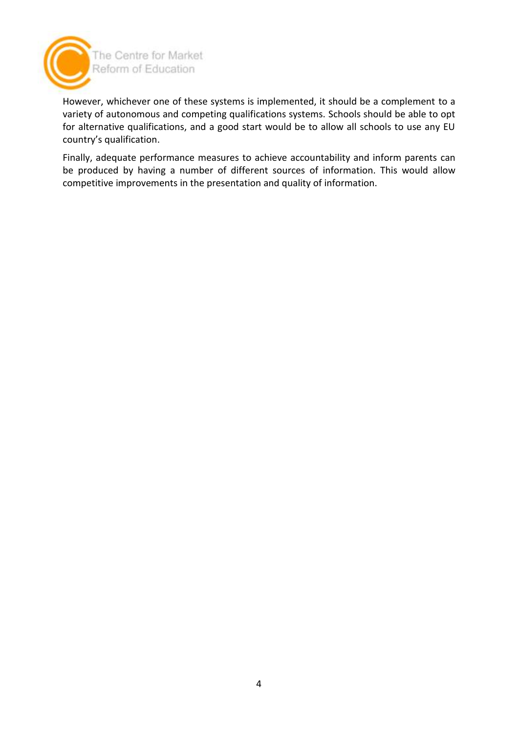However, whichever one of these systems is implemented, it should be a complement to a variety of autonomous and competing qualifications systems. Schools should be able to opt for alternative qualifications, and a good start would be to allow all schools to use any EU country's qualification.

Finally, adequate performance measures to achieve accountability and inform parents can be produced by having a number of different sources of information. This would allow competitive improvements in the presentation and quality of information.